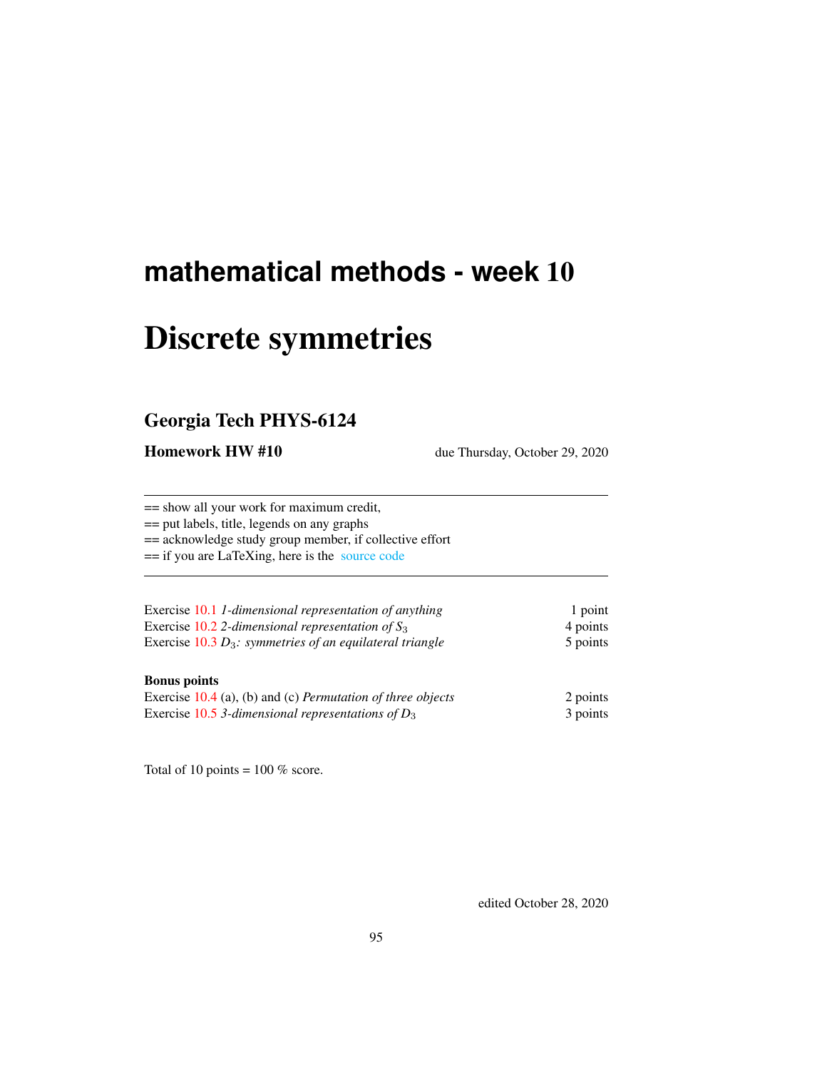# mathematical methods - week 10

# Discrete symmetries

## Georgia Tech PHYS-6124

**Homework HW #10** due Thursday, October 29, 2020

---

== show all your work for maximum credit,

== put labels, title, legends on any graphs

== acknowledge study group member, if collective effort

== if you are LaTeXing, here is the source code

---

| | |
|---|---|
| Exercise 10.1 *1-dimensional representation of anything* | 1 point |
| Exercise 10.2 *2-dimensional representation of* $S_3$ | 4 points |
| Exercise 10.3 $D_3$*: symmetries of an equilateral triangle* | 5 points |

**Bonus points**

| | |
|---|---|
| Exercise 10.4 (a), (b) and (c) *Permutation of three objects* | 2 points |
| Exercise 10.5 *3-dimensional representations of* $D_3$ | 3 points |

Total of 10 points = 100 % score.

edited October 28, 2020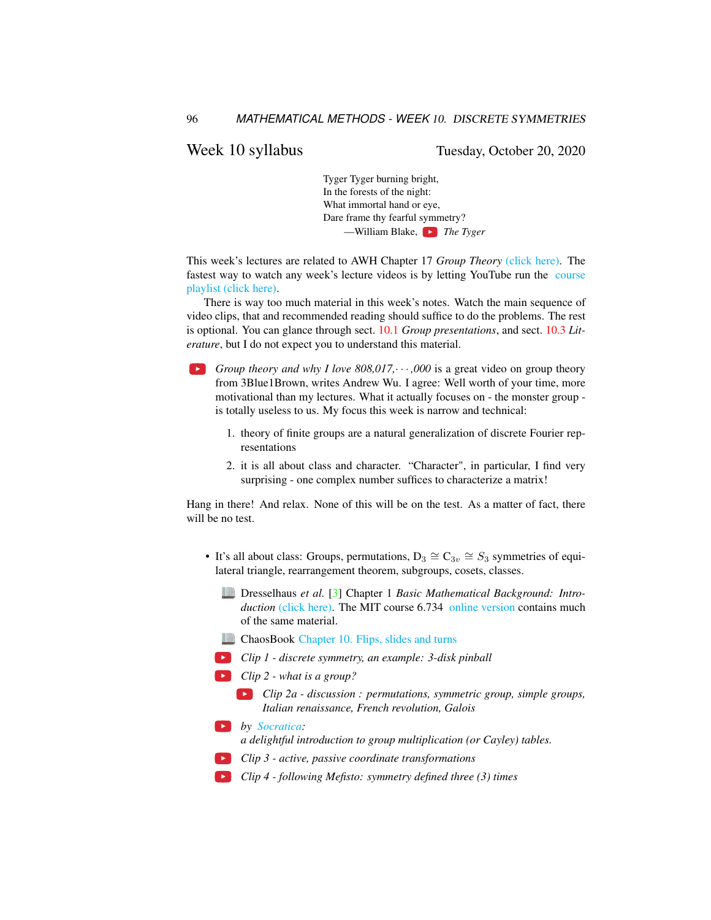## Week 10 syllabus

Tuesday, October 20, 2020

> Tyger Tyger burning bright,
> In the forests of the night:
> What immortal hand or eye,
> Dare frame thy fearful symmetry?
> —William Blake, *The Tyger*

This week's lectures are related to AWH Chapter 17 *Group Theory* (click here). The fastest way to watch any week's lecture videos is by letting YouTube run the course playlist (click here).

There is way too much material in this week's notes. Watch the main sequence of video clips, that and recommended reading should suffice to do the problems. The rest is optional. You can glance through sect. 10.1 *Group presentations*, and sect. 10.3 *Literature*, but I do not expect you to understand this material.

*Group theory and why I love 808,017,$\cdots$,000* is a great video on group theory from 3Blue1Brown, writes Andrew Wu. I agree: Well worth of your time, more motivational than my lectures. What it actually focuses on - the monster group - is totally useless to us. My focus this week is narrow and technical:

1. theory of finite groups are a natural generalization of discrete Fourier representations
2. it is all about class and character. "Character", in particular, I find very surprising - one complex number suffices to characterize a matrix!

Hang in there! And relax. None of this will be on the test. As a matter of fact, there will be no test.

- It's all about class: Groups, permutations, $D_3 \cong C_{3v} \cong S_3$ symmetries of equilateral triangle, rearrangement theorem, subgroups, cosets, classes.
  - Dresselhaus *et al.* [3] Chapter 1 *Basic Mathematical Background: Introduction* (click here). The MIT course 6.734 online version contains much of the same material.
  - ChaosBook Chapter 10. Flips, slides and turns
  - *Clip 1 - discrete symmetry, an example: 3-disk pinball*
  - *Clip 2 - what is a group?*
    - *Clip 2a - discussion : permutations, symmetric group, simple groups, Italian renaissance, French revolution, Galois*
  - *by Socratica: a delightful introduction to group multiplication (or Cayley) tables.*
  - *Clip 3 - active, passive coordinate transformations*
  - *Clip 4 - following Mefisto: symmetry defined three (3) times*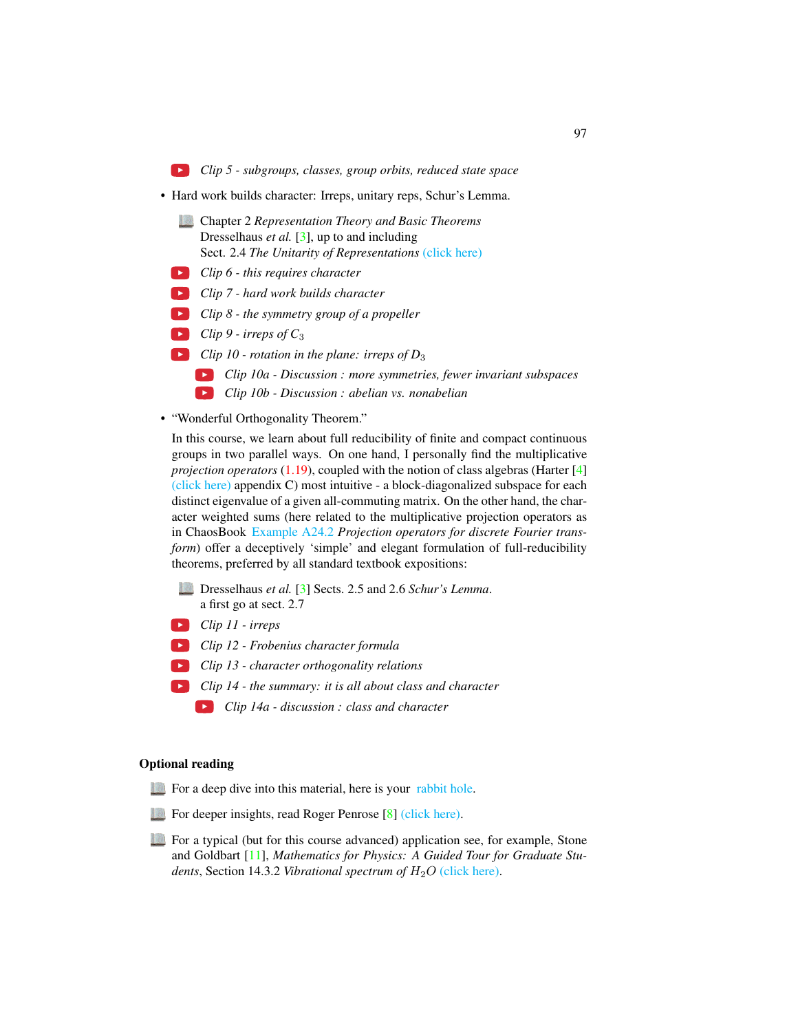*Clip 5 - subgroups, classes, group orbits, reduced state space*

- Hard work builds character: Irreps, unitary reps, Schur's Lemma.

  Chapter 2 *Representation Theory and Basic Theorems* Dresselhaus *et al.* [3], up to and including Sect. 2.4 *The Unitarity of Representations* (click here)

  *Clip 6 - this requires character*

  *Clip 7 - hard work builds character*

  *Clip 8 - the symmetry group of a propeller*

  *Clip 9 - irreps of $C_3$*

  *Clip 10 - rotation in the plane: irreps of $D_3$*

  - *Clip 10a - Discussion : more symmetries, fewer invariant subspaces*
  - *Clip 10b - Discussion : abelian vs. nonabelian*

- "Wonderful Orthogonality Theorem."

  In this course, we learn about full reducibility of finite and compact continuous groups in two parallel ways. On one hand, I personally find the multiplicative *projection operators* (1.19), coupled with the notion of class algebras (Harter [4] (click here) appendix C) most intuitive - a block-diagonalized subspace for each distinct eigenvalue of a given all-commuting matrix. On the other hand, the character weighted sums (here related to the multiplicative projection operators as in ChaosBook Example A24.2 *Projection operators for discrete Fourier transform*) offer a deceptively 'simple' and elegant formulation of full-reducibility theorems, preferred by all standard textbook expositions:

  Dresselhaus *et al.* [3] Sects. 2.5 and 2.6 *Schur's Lemma*. a first go at sect. 2.7

  *Clip 11 - irreps*

  *Clip 12 - Frobenius character formula*

  *Clip 13 - character orthogonality relations*

  *Clip 14 - the summary: it is all about class and character*

  - *Clip 14a - discussion : class and character*

**Optional reading**

For a deep dive into this material, here is your rabbit hole.

For deeper insights, read Roger Penrose [8] (click here).

For a typical (but for this course advanced) application see, for example, Stone and Goldbart [11], *Mathematics for Physics: A Guided Tour for Graduate Students*, Section 14.3.2 *Vibrational spectrum of $H_2O$* (click here).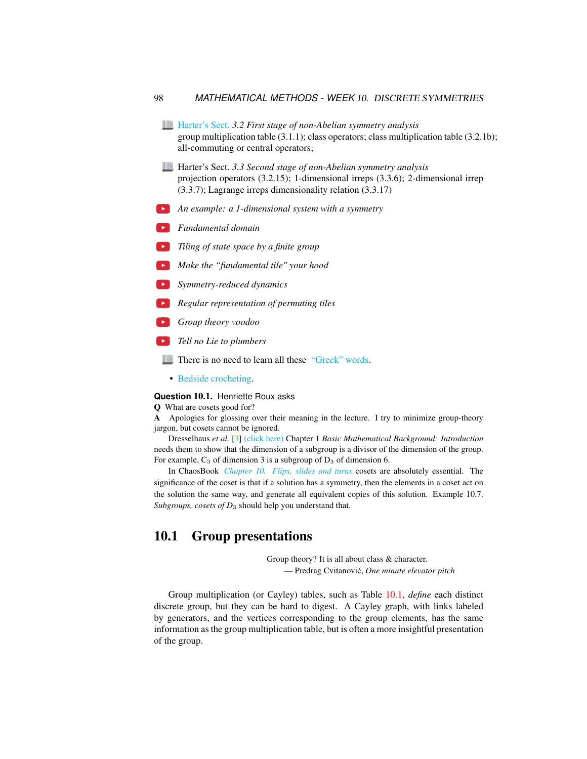- Harter's Sect. *3.2 First stage of non-Abelian symmetry analysis*
  group multiplication table (3.1.1); class operators; class multiplication table (3.2.1b); all-commuting or central operators;

- Harter's Sect. *3.3 Second stage of non-Abelian symmetry analysis*
  projection operators (3.2.15); 1-dimensional irreps (3.3.6); 2-dimensional irrep (3.3.7); Lagrange irreps dimensionality relation (3.3.17)

- *An example: a 1-dimensional system with a symmetry*
- *Fundamental domain*
- *Tiling of state space by a finite group*
- *Make the "fundamental tile" your hood*
- *Symmetry-reduced dynamics*
- *Regular representation of permuting tiles*
- *Group theory voodoo*
- *Tell no Lie to plumbers*
- There is no need to learn all these "Greek" words.
- Bedside crocheting.

**Question 10.1.** Henriette Roux asks

**Q** What are cosets good for?

**A** Apologies for glossing over their meaning in the lecture. I try to minimize group-theory jargon, but cosets cannot be ignored.

Dresselhaus *et al.* [3] (click here) Chapter 1 *Basic Mathematical Background: Introduction* needs them to show that the dimension of a subgroup is a divisor of the dimension of the group. For example, $C_3$ of dimension 3 is a subgroup of $D_3$ of dimension 6.

In ChaosBook *Chapter 10. Flips, slides and turns* cosets are absolutely essential. The significance of the coset is that if a solution has a symmetry, then the elements in a coset act on the solution the same way, and generate all equivalent copies of this solution. Example 10.7. *Subgroups, cosets of $D_3$* should help you understand that.

## 10.1 Group presentations

Group theory? It is all about class & character.
— Predrag Cvitanović, *One minute elevator pitch*

Group multiplication (or Cayley) tables, such as Table 10.1, *define* each distinct discrete group, but they can be hard to digest. A Cayley graph, with links labeled by generators, and the vertices corresponding to the group elements, has the same information as the group multiplication table, but is often a more insightful presentation of the group.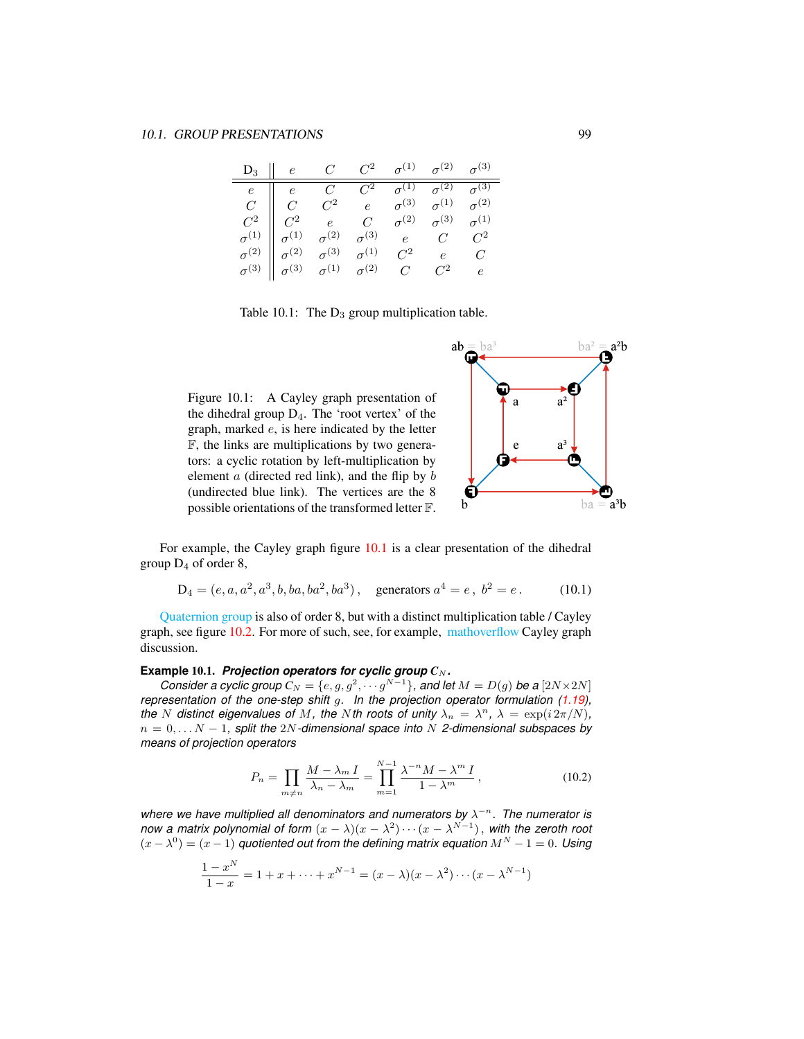| $D_3$ | $e$ | $C$ | $C^2$ | $\sigma^{(1)}$ | $\sigma^{(2)}$ | $\sigma^{(3)}$ |
|---|---|---|---|---|---|---|
| $e$ | $e$ | $C$ | $C^2$ | $\sigma^{(1)}$ | $\sigma^{(2)}$ | $\sigma^{(3)}$ |
| $C$ | $C$ | $C^2$ | $e$ | $\sigma^{(3)}$ | $\sigma^{(1)}$ | $\sigma^{(2)}$ |
| $C^2$ | $C^2$ | $e$ | $C$ | $\sigma^{(2)}$ | $\sigma^{(3)}$ | $\sigma^{(1)}$ |
| $\sigma^{(1)}$ | $\sigma^{(1)}$ | $\sigma^{(2)}$ | $\sigma^{(3)}$ | $e$ | $C$ | $C^2$ |
| $\sigma^{(2)}$ | $\sigma^{(2)}$ | $\sigma^{(3)}$ | $\sigma^{(1)}$ | $C^2$ | $e$ | $C$ |
| $\sigma^{(3)}$ | $\sigma^{(3)}$ | $\sigma^{(1)}$ | $\sigma^{(2)}$ | $C$ | $C^2$ | $e$ |

Table 10.1: The $D_3$ group multiplication table.

Figure 10.1: A Cayley graph presentation of the dihedral group $D_4$. The 'root vertex' of the graph, marked $e$, is here indicated by the letter $\mathbb{F}$, the links are multiplications by two generators: a cyclic rotation by left-multiplication by element $a$ (directed red link), and the flip by $b$ (undirected blue link). The vertices are the 8 possible orientations of the transformed letter $\mathbb{F}$.

For example, the Cayley graph figure 10.1 is a clear presentation of the dihedral group $D_4$ of order 8,

$$D_4 = (e, a, a^2, a^3, b, ba, ba^2, ba^3)\,, \quad \text{generators } a^4 = e\,,\ b^2 = e\,. \tag{10.1}$$

Quaternion group is also of order 8, but with a distinct multiplication table / Cayley graph, see figure 10.2. For more of such, see, for example, mathoverflow Cayley graph discussion.

**Example 10.1.** ***Projection operators for cyclic group $C_N$.***
*Consider a cyclic group $C_N = \{e, g, g^2, \cdots g^{N-1}\}$, and let $M = D(g)$ be a $[2N \times 2N]$ representation of the one-step shift $g$. In the projection operator formulation (1.19), the $N$ distinct eigenvalues of $M$, the $N$th roots of unity $\lambda_n = \lambda^n$, $\lambda = \exp(i\,2\pi/N)$, $n = 0, \ldots N-1$, split the $2N$-dimensional space into $N$ 2-dimensional subspaces by means of projection operators*

$$P_n = \prod_{m \neq n} \frac{M - \lambda_m\, I}{\lambda_n - \lambda_m} = \prod_{m=1}^{N-1} \frac{\lambda^{-n} M - \lambda^m\, I}{1 - \lambda^m}\,, \tag{10.2}$$

*where we have multiplied all denominators and numerators by $\lambda^{-n}$. The numerator is now a matrix polynomial of form $(x - \lambda)(x - \lambda^2)\cdots(x - \lambda^{N-1})$, with the zeroth root $(x - \lambda^0) = (x - 1)$ quotiented out from the defining matrix equation $M^N - 1 = 0$. Using*

$$\frac{1 - x^N}{1 - x} = 1 + x + \cdots + x^{N-1} = (x - \lambda)(x - \lambda^2)\cdots(x - \lambda^{N-1})$$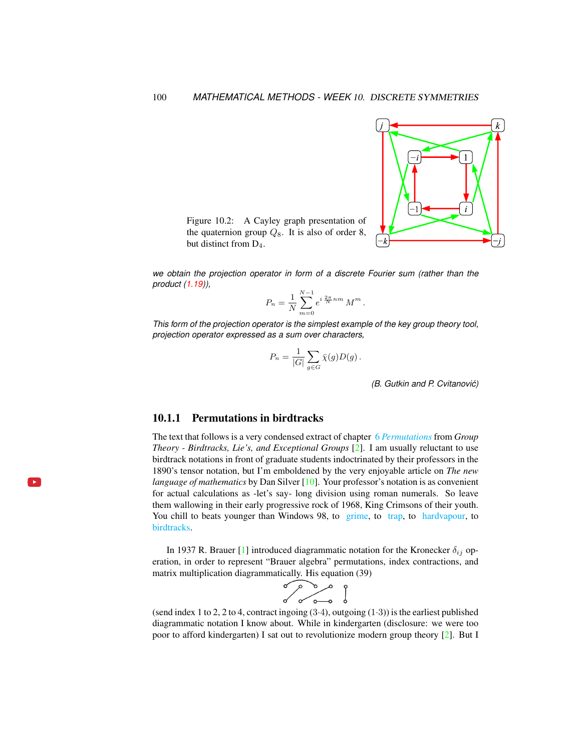Figure 10.2: A Cayley graph presentation of the quaternion group $Q_8$. It is also of order 8, but distinct from $D_4$.

*we obtain the projection operator in form of a discrete Fourier sum (rather than the product (1.19)),*

$$P_n = \frac{1}{N} \sum_{m=0}^{N-1} e^{i\,\frac{2\pi}{N} nm}\, M^m\,.$$

*This form of the projection operator is the simplest example of the key group theory tool, projection operator expressed as a sum over characters,*

$$P_n = \frac{1}{|G|} \sum_{g \in G} \bar{\chi}(g) D(g)\,.$$

*(B. Gutkin and P. Cvitanović)*

### 10.1.1 Permutations in birdtracks

The text that follows is a very condensed extract of chapter 6 *Permutations* from *Group Theory - Birdtracks, Lie's, and Exceptional Groups* [2]. I am usually reluctant to use birdtrack notations in front of graduate students indoctrinated by their professors in the 1890's tensor notation, but I'm emboldened by the very enjoyable article on *The new language of mathematics* by Dan Silver [10]. Your professor's notation is as convenient for actual calculations as -let's say- long division using roman numerals. So leave them wallowing in their early progressive rock of 1968, King Crimsons of their youth. You chill to beats younger than Windows 98, to grime, to trap, to hardvapour, to birdtracks.

In 1937 R. Brauer [1] introduced diagrammatic notation for the Kronecker $\delta_{ij}$ operation, in order to represent "Brauer algebra" permutations, index contractions, and matrix multiplication diagrammatically. His equation (39)

(send index 1 to 2, 2 to 4, contract ingoing (3·4), outgoing (1·3)) is the earliest published diagrammatic notation I know about. While in kindergarten (disclosure: we were too poor to afford kindergarten) I sat out to revolutionize modern group theory [2]. But I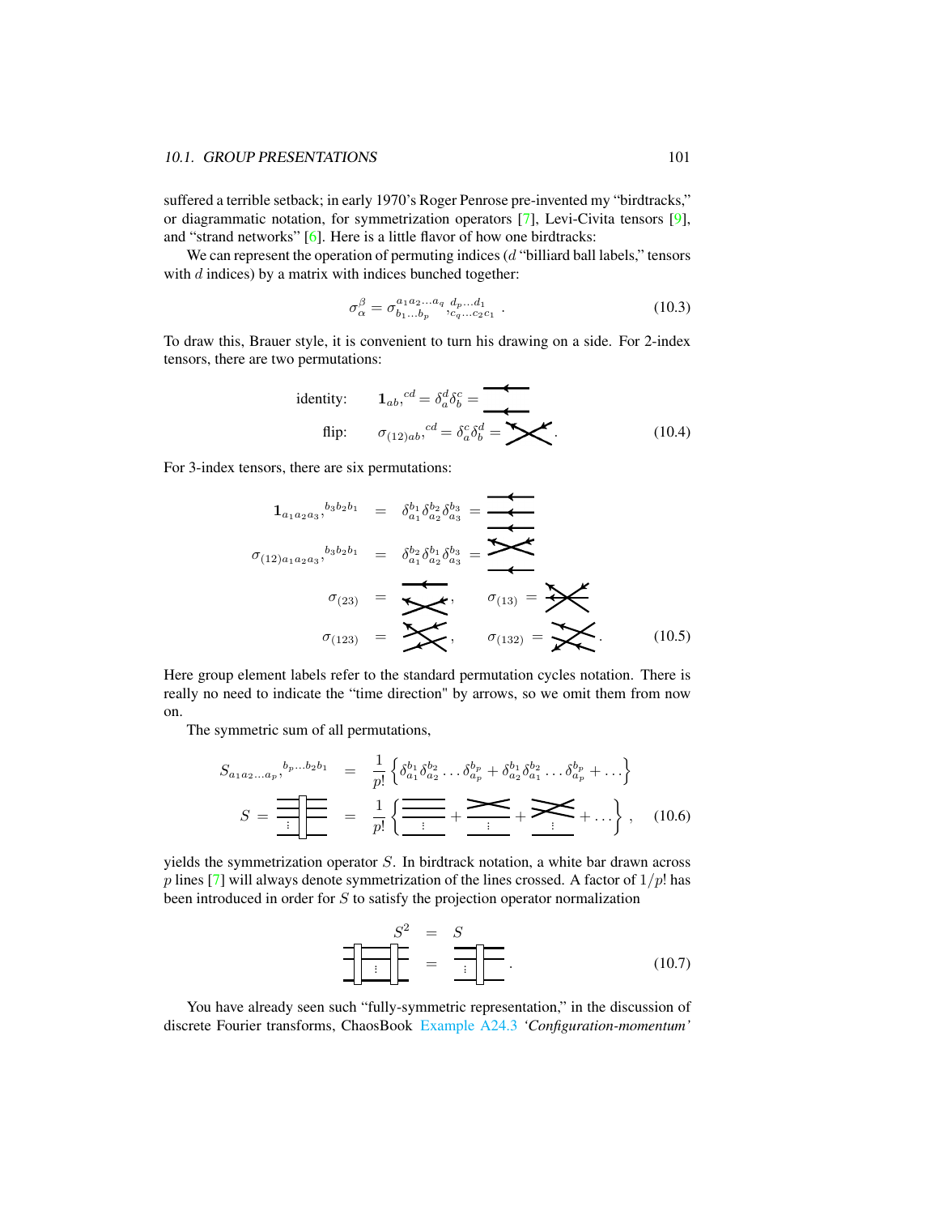suffered a terrible setback; in early 1970's Roger Penrose pre-invented my "birdtracks," or diagrammatic notation, for symmetrization operators [7], Levi-Civita tensors [9], and "strand networks" [6]. Here is a little flavor of how one birdtracks:

We can represent the operation of permuting indices ($d$ "billiard ball labels," tensors with $d$ indices) by a matrix with indices bunched together:

$$\sigma_\alpha^\beta = \sigma_{b_1 \dots b_p}^{a_1 a_2 \dots a_q} {}_{,c_q \dots c_2 c_1}^{d_p \dots d_1} \; . \tag{10.3}$$

To draw this, Brauer style, it is convenient to turn his drawing on a side. For 2-index tensors, there are two permutations:

$$\begin{aligned} \text{identity:} \quad & \mathbf{1}_{ab,}{}^{cd} = \delta_a^d \delta_b^c = \\ \text{flip:} \quad & \sigma_{(12)ab,}{}^{cd} = \delta_a^c \delta_b^d = \; . \end{aligned} \tag{10.4}$$

For 3-index tensors, there are six permutations:

$$\begin{aligned} \mathbf{1}_{a_1 a_2 a_3,}{}^{b_3 b_2 b_1} &= \delta_{a_1}^{b_1} \delta_{a_2}^{b_2} \delta_{a_3}^{b_3} = \\ \sigma_{(12)a_1 a_2 a_3,}{}^{b_3 b_2 b_1} &= \delta_{a_1}^{b_2} \delta_{a_2}^{b_1} \delta_{a_3}^{b_3} = \\ \sigma_{(23)} &= \quad , \qquad \sigma_{(13)} = \\ \sigma_{(123)} &= \quad , \qquad \sigma_{(132)} = \; . \end{aligned} \tag{10.5}$$

Here group element labels refer to the standard permutation cycles notation. There is really no need to indicate the "time direction" by arrows, so we omit them from now on.

The symmetric sum of all permutations,

$$\begin{aligned} S_{a_1 a_2 \dots a_p,}{}^{b_p \dots b_2 b_1} &= \frac{1}{p!} \left\{ \delta_{a_1}^{b_1} \delta_{a_2}^{b_2} \dots \delta_{a_p}^{b_p} + \delta_{a_2}^{b_1} \delta_{a_1}^{b_2} \dots \delta_{a_p}^{b_p} + \dots \right\} \\ S = &= \frac{1}{p!} \left\{ \quad + \quad + \quad + \dots \right\} , \end{aligned} \tag{10.6}$$

yields the symmetrization operator $S$. In birdtrack notation, a white bar drawn across $p$ lines [7] will always denote symmetrization of the lines crossed. A factor of $1/p!$ has been introduced in order for $S$ to satisfy the projection operator normalization

$$\begin{aligned} S^2 &= S \\ &= \; . \end{aligned} \tag{10.7}$$

You have already seen such "fully-symmetric representation," in the discussion of discrete Fourier transforms, ChaosBook Example A24.3 *'Configuration-momentum'*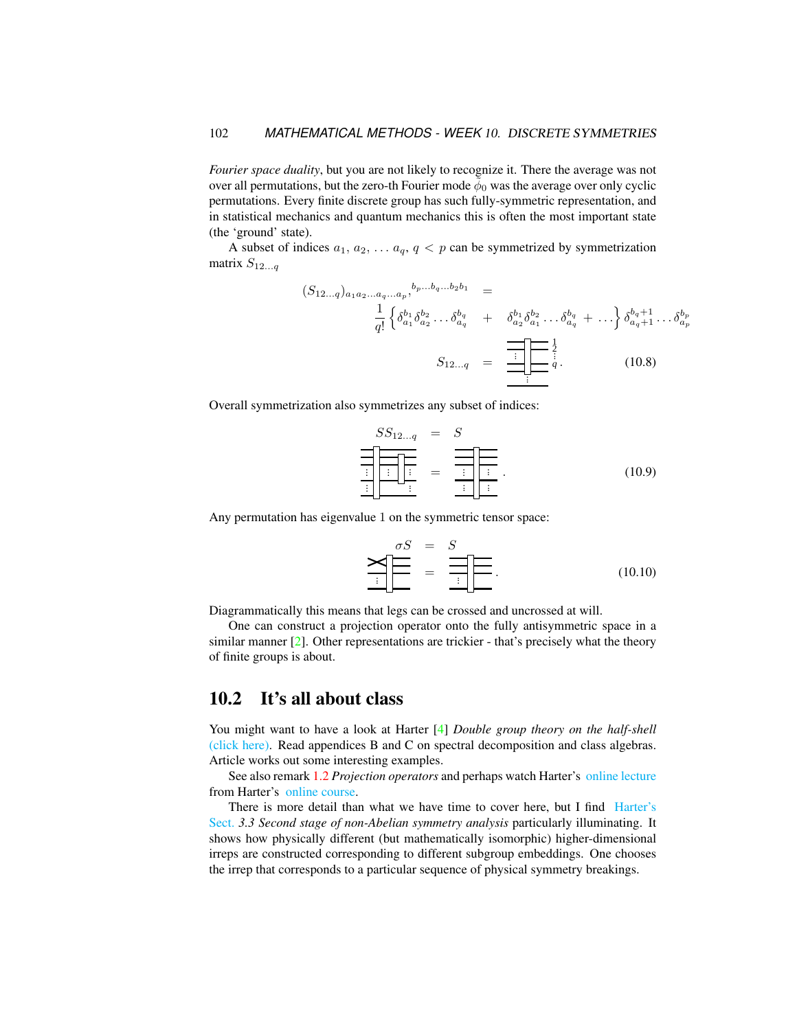*Fourier space duality*, but you are not likely to recognize it. There the average was not over all permutations, but the zero-th Fourier mode $\tilde{\phi}_0$ was the average over only cyclic permutations. Every finite discrete group has such fully-symmetric representation, and in statistical mechanics and quantum mechanics this is often the most important state (the 'ground' state).

A subset of indices $a_1, a_2, \ldots a_q$, $q < p$ can be symmetrized by symmetrization matrix $S_{12\ldots q}$

$$
\begin{aligned}
(S_{12\ldots q})_{a_1 a_2 \ldots a_q \ldots a_p}{}^{b_p \ldots b_q \ldots b_2 b_1} &= \\
&\frac{1}{q!}\left\{\delta_{a_1}^{b_1}\delta_{a_2}^{b_2}\ldots\delta_{a_q}^{b_q} + \delta_{a_2}^{b_1}\delta_{a_1}^{b_2}\ldots\delta_{a_q}^{b_q} + \ldots\right\}\delta_{a_q+1}^{b_q+1}\ldots\delta_{a_p}^{b_p} \\
S_{12\ldots q} &= \quad [\text{diagram}] \quad . \qquad (10.8)
\end{aligned}
$$

Overall symmetrization also symmetrizes any subset of indices:

$$
\begin{aligned}
S S_{12\ldots q} &= S \\
[\text{diagram}] &= [\text{diagram}] \quad . \qquad (10.9)
\end{aligned}
$$

Any permutation has eigenvalue 1 on the symmetric tensor space:

$$
\begin{aligned}
\sigma S &= S \\
[\text{diagram}] &= [\text{diagram}] \quad . \qquad (10.10)
\end{aligned}
$$

Diagrammatically this means that legs can be crossed and uncrossed at will.

One can construct a projection operator onto the fully antisymmetric space in a similar manner [2]. Other representations are trickier - that's precisely what the theory of finite groups is about.

## 10.2 It's all about class

You might want to have a look at Harter [4] *Double group theory on the half-shell* (click here). Read appendices B and C on spectral decomposition and class algebras. Article works out some interesting examples.

See also remark 1.2 *Projection operators* and perhaps watch Harter's online lecture from Harter's online course.

There is more detail than what we have time to cover here, but I find Harter's Sect. *3.3 Second stage of non-Abelian symmetry analysis* particularly illuminating. It shows how physically different (but mathematically isomorphic) higher-dimensional irreps are constructed corresponding to different subgroup embeddings. One chooses the irrep that corresponds to a particular sequence of physical symmetry breakings.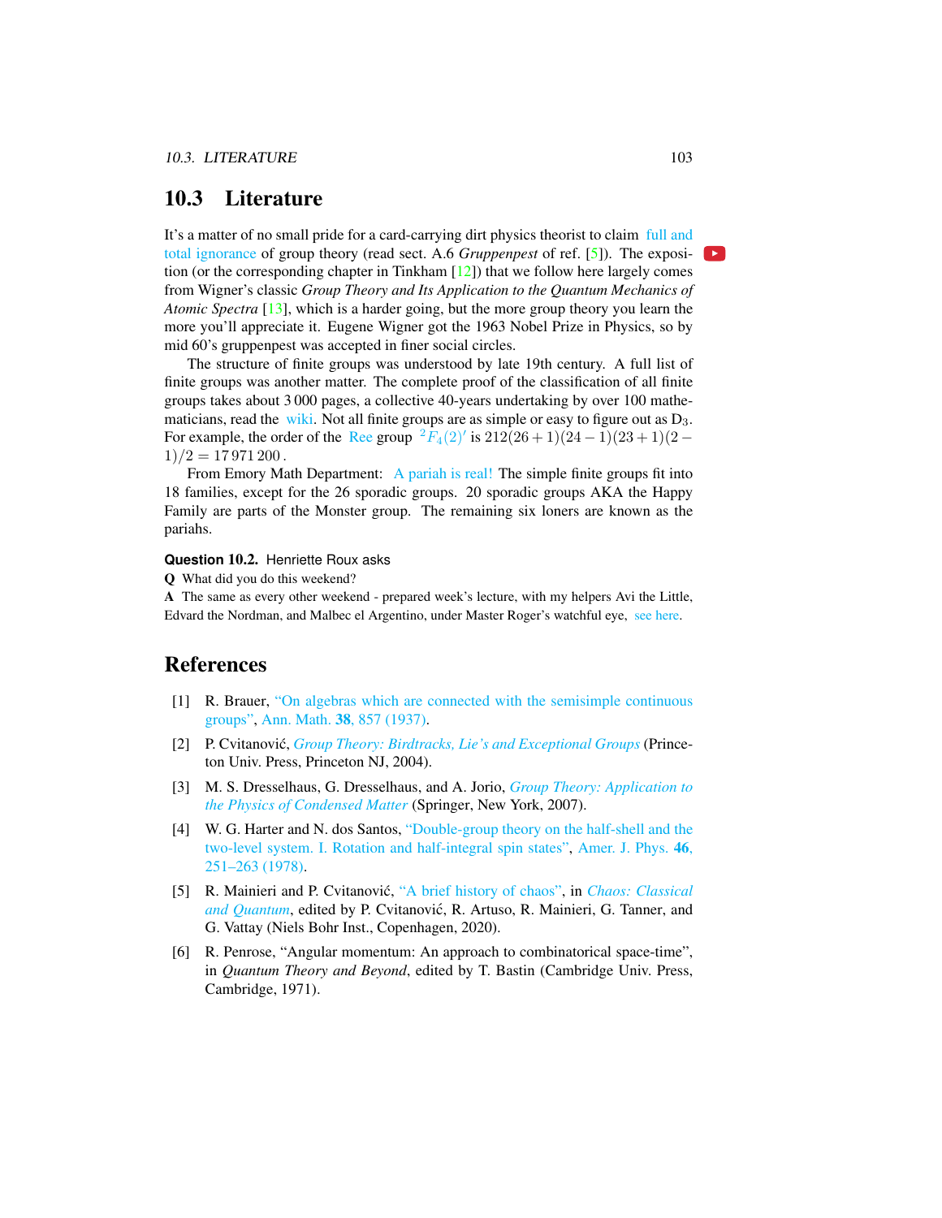## 10.3 Literature

It's a matter of no small pride for a card-carrying dirt physics theorist to claim full and total ignorance of group theory (read sect. A.6 *Gruppenpest* of ref. [5]). The exposition (or the corresponding chapter in Tinkham [12]) that we follow here largely comes from Wigner's classic *Group Theory and Its Application to the Quantum Mechanics of Atomic Spectra* [13], which is a harder going, but the more group theory you learn the more you'll appreciate it. Eugene Wigner got the 1963 Nobel Prize in Physics, so by mid 60's gruppenpest was accepted in finer social circles.

The structure of finite groups was understood by late 19th century. A full list of finite groups was another matter. The complete proof of the classification of all finite groups takes about 3 000 pages, a collective 40-years undertaking by over 100 mathematicians, read the wiki. Not all finite groups are as simple or easy to figure out as $D_3$. For example, the order of the Ree group $^2F_4(2)'$ is $212(26+1)(24-1)(23+1)(2-1)/2 = 17\,971\,200$ .

From Emory Math Department: A pariah is real! The simple finite groups fit into 18 families, except for the 26 sporadic groups. 20 sporadic groups AKA the Happy Family are parts of the Monster group. The remaining six loners are known as the pariahs.

**Question 10.2.** Henriette Roux asks

**Q** What did you do this weekend?

**A** The same as every other weekend - prepared week's lecture, with my helpers Avi the Little, Edvard the Nordman, and Malbec el Argentino, under Master Roger's watchful eye, see here.

# References

[1] R. Brauer, "On algebras which are connected with the semisimple continuous groups", Ann. Math. **38**, 857 (1937).

[2] P. Cvitanović, *Group Theory: Birdtracks, Lie's and Exceptional Groups* (Princeton Univ. Press, Princeton NJ, 2004).

[3] M. S. Dresselhaus, G. Dresselhaus, and A. Jorio, *Group Theory: Application to the Physics of Condensed Matter* (Springer, New York, 2007).

[4] W. G. Harter and N. dos Santos, "Double-group theory on the half-shell and the two-level system. I. Rotation and half-integral spin states", Amer. J. Phys. **46**, 251–263 (1978).

[5] R. Mainieri and P. Cvitanović, "A brief history of chaos", in *Chaos: Classical and Quantum*, edited by P. Cvitanović, R. Artuso, R. Mainieri, G. Tanner, and G. Vattay (Niels Bohr Inst., Copenhagen, 2020).

[6] R. Penrose, "Angular momentum: An approach to combinatorical space-time", in *Quantum Theory and Beyond*, edited by T. Bastin (Cambridge Univ. Press, Cambridge, 1971).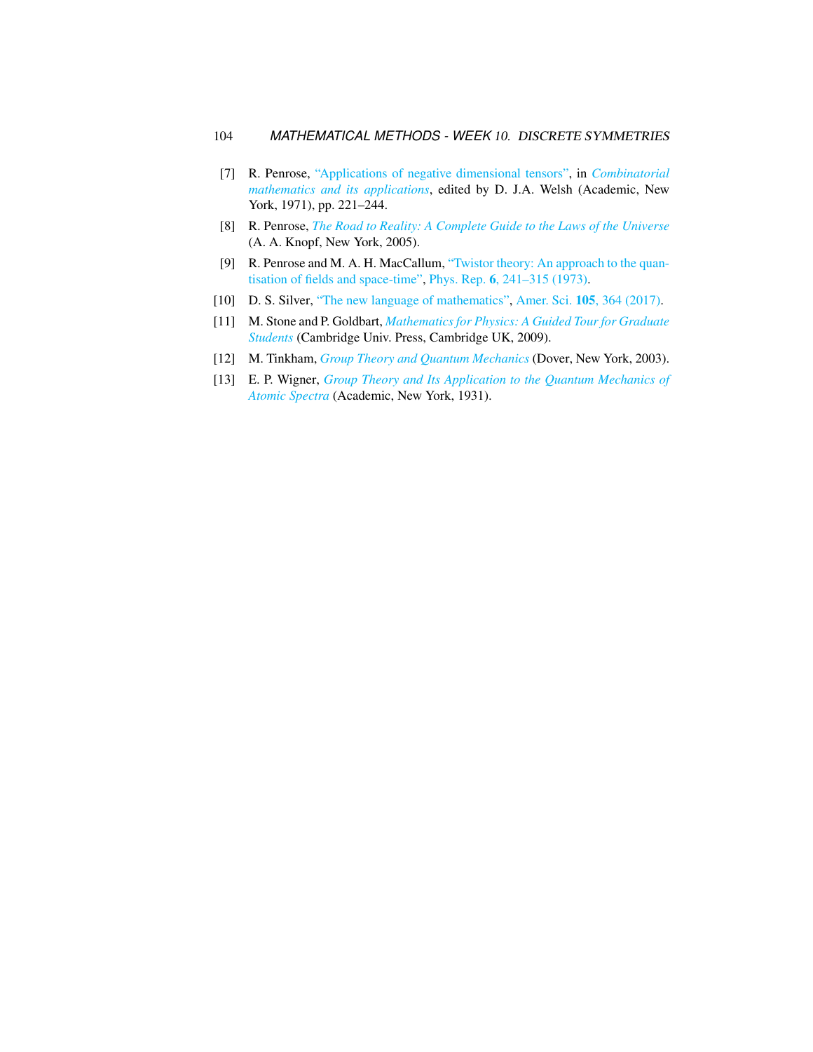[7] R. Penrose, "Applications of negative dimensional tensors", in *Combinatorial mathematics and its applications*, edited by D. J.A. Welsh (Academic, New York, 1971), pp. 221–244.

[8] R. Penrose, *The Road to Reality: A Complete Guide to the Laws of the Universe* (A. A. Knopf, New York, 2005).

[9] R. Penrose and M. A. H. MacCallum, "Twistor theory: An approach to the quantisation of fields and space-time", Phys. Rep. **6**, 241–315 (1973).

[10] D. S. Silver, "The new language of mathematics", Amer. Sci. **105**, 364 (2017).

[11] M. Stone and P. Goldbart, *Mathematics for Physics: A Guided Tour for Graduate Students* (Cambridge Univ. Press, Cambridge UK, 2009).

[12] M. Tinkham, *Group Theory and Quantum Mechanics* (Dover, New York, 2003).

[13] E. P. Wigner, *Group Theory and Its Application to the Quantum Mechanics of Atomic Spectra* (Academic, New York, 1931).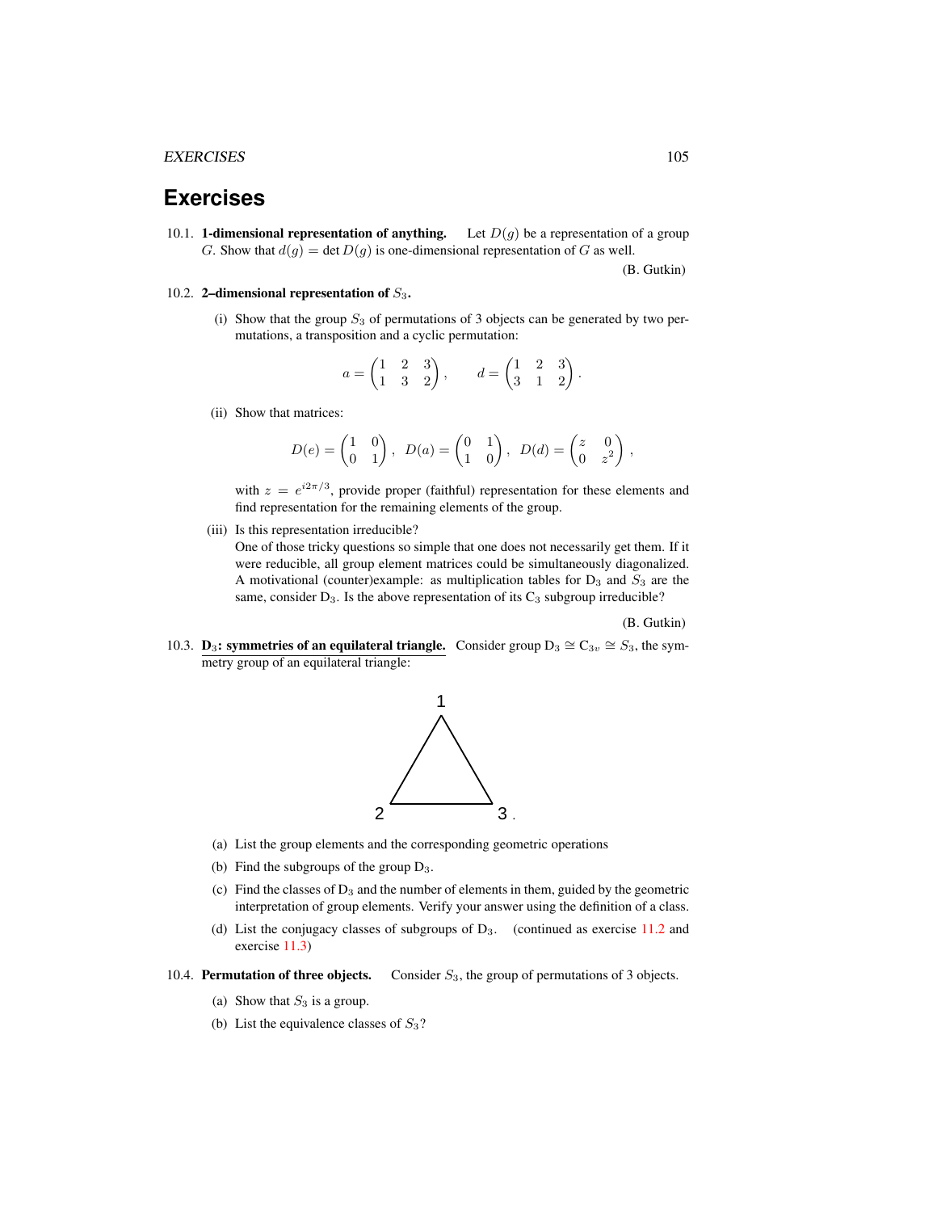# Exercises

10.1. **1-dimensional representation of anything.** Let $D(g)$ be a representation of a group $G$. Show that $d(g) = \det D(g)$ is one-dimensional representation of $G$ as well.

(B. Gutkin)

10.2. **2–dimensional representation of $S_3$.**

(i) Show that the group $S_3$ of permutations of 3 objects can be generated by two permutations, a transposition and a cyclic permutation:

$$a = \begin{pmatrix} 1 & 2 & 3 \\ 1 & 3 & 2 \end{pmatrix}, \qquad d = \begin{pmatrix} 1 & 2 & 3 \\ 3 & 1 & 2 \end{pmatrix}.$$

(ii) Show that matrices:

$$D(e) = \begin{pmatrix} 1 & 0 \\ 0 & 1 \end{pmatrix}, \ D(a) = \begin{pmatrix} 0 & 1 \\ 1 & 0 \end{pmatrix}, \ D(d) = \begin{pmatrix} z & 0 \\ 0 & z^2 \end{pmatrix},$$

with $z = e^{i2\pi/3}$, provide proper (faithful) representation for these elements and find representation for the remaining elements of the group.

(iii) Is this representation irreducible?
One of those tricky questions so simple that one does not necessarily get them. If it were reducible, all group element matrices could be simultaneously diagonalized. A motivational (counter)example: as multiplication tables for $D_3$ and $S_3$ are the same, consider $D_3$. Is the above representation of its $C_3$ subgroup irreducible?

(B. Gutkin)

10.3. **$D_3$: symmetries of an equilateral triangle.** Consider group $D_3 \cong C_{3v} \cong S_3$, the symmetry group of an equilateral triangle:

(a) List the group elements and the corresponding geometric operations

(b) Find the subgroups of the group $D_3$.

(c) Find the classes of $D_3$ and the number of elements in them, guided by the geometric interpretation of group elements. Verify your answer using the definition of a class.

(d) List the conjugacy classes of subgroups of $D_3$. (continued as exercise 11.2 and exercise 11.3)

10.4. **Permutation of three objects.** Consider $S_3$, the group of permutations of 3 objects.

(a) Show that $S_3$ is a group.

(b) List the equivalence classes of $S_3$?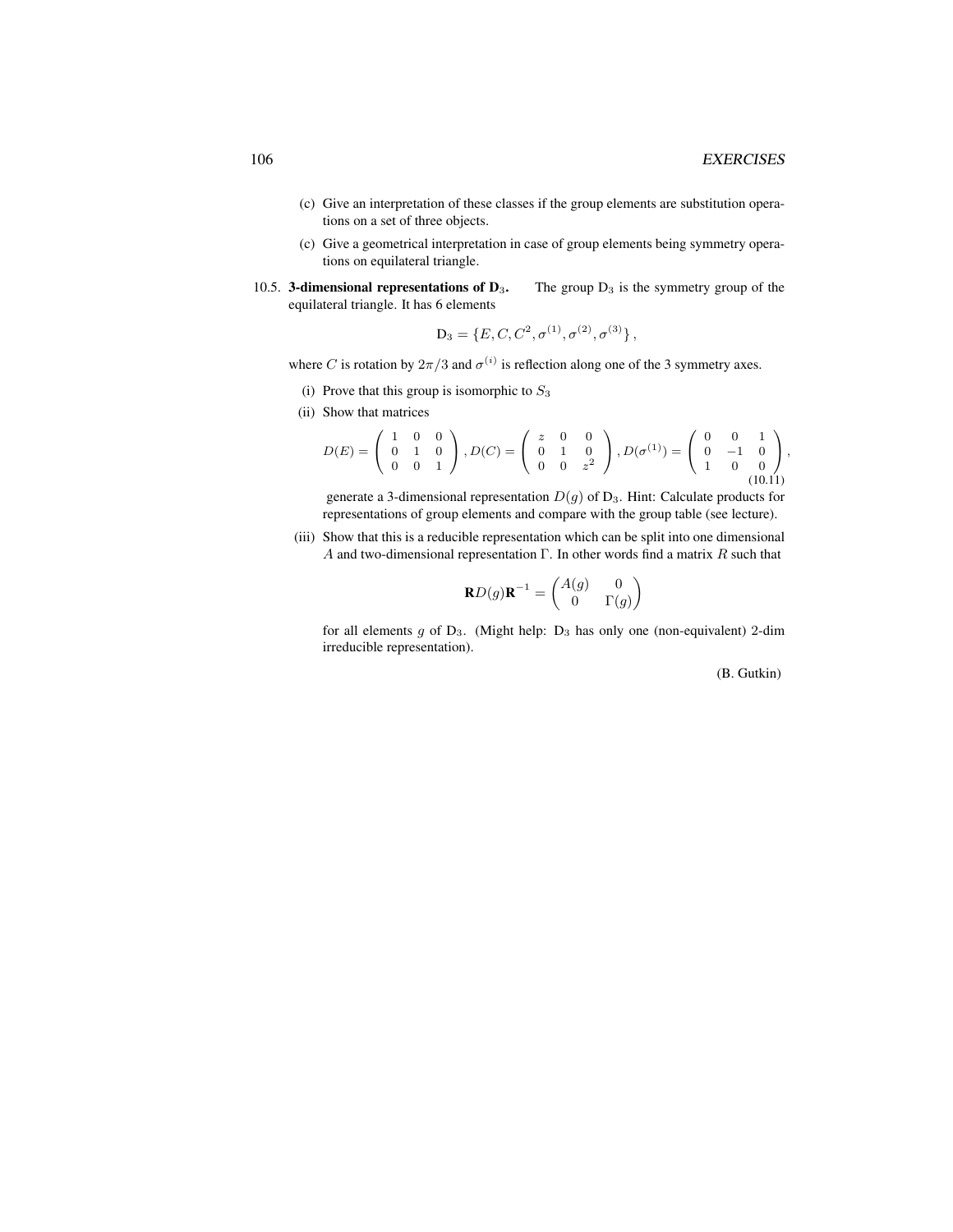(c) Give an interpretation of these classes if the group elements are substitution operations on a set of three objects.

(c) Give a geometrical interpretation in case of group elements being symmetry operations on equilateral triangle.

10.5. **3-dimensional representations of $\mathrm{D}_3$.** The group $\mathrm{D}_3$ is the symmetry group of the equilateral triangle. It has 6 elements

$$\mathrm{D}_3 = \{E, C, C^2, \sigma^{(1)}, \sigma^{(2)}, \sigma^{(3)}\},$$

where $C$ is rotation by $2\pi/3$ and $\sigma^{(i)}$ is reflection along one of the 3 symmetry axes.

(i) Prove that this group is isomorphic to $S_3$

(ii) Show that matrices

$$D(E) = \begin{pmatrix} 1 & 0 & 0 \\ 0 & 1 & 0 \\ 0 & 0 & 1 \end{pmatrix}, D(C) = \begin{pmatrix} z & 0 & 0 \\ 0 & 1 & 0 \\ 0 & 0 & z^2 \end{pmatrix}, D(\sigma^{(1)}) = \begin{pmatrix} 0 & 0 & 1 \\ 0 & -1 & 0 \\ 1 & 0 & 0 \end{pmatrix}, \tag{10.11}$$

generate a 3-dimensional representation $D(g)$ of $\mathrm{D}_3$. Hint: Calculate products for representations of group elements and compare with the group table (see lecture).

(iii) Show that this is a reducible representation which can be split into one dimensional $A$ and two-dimensional representation $\Gamma$. In other words find a matrix $R$ such that

$$\mathbf{R}D(g)\mathbf{R}^{-1} = \begin{pmatrix} A(g) & 0 \\ 0 & \Gamma(g) \end{pmatrix}$$

for all elements $g$ of $\mathrm{D}_3$. (Might help: $\mathrm{D}_3$ has only one (non-equivalent) 2-dim irreducible representation).

(B. Gutkin)